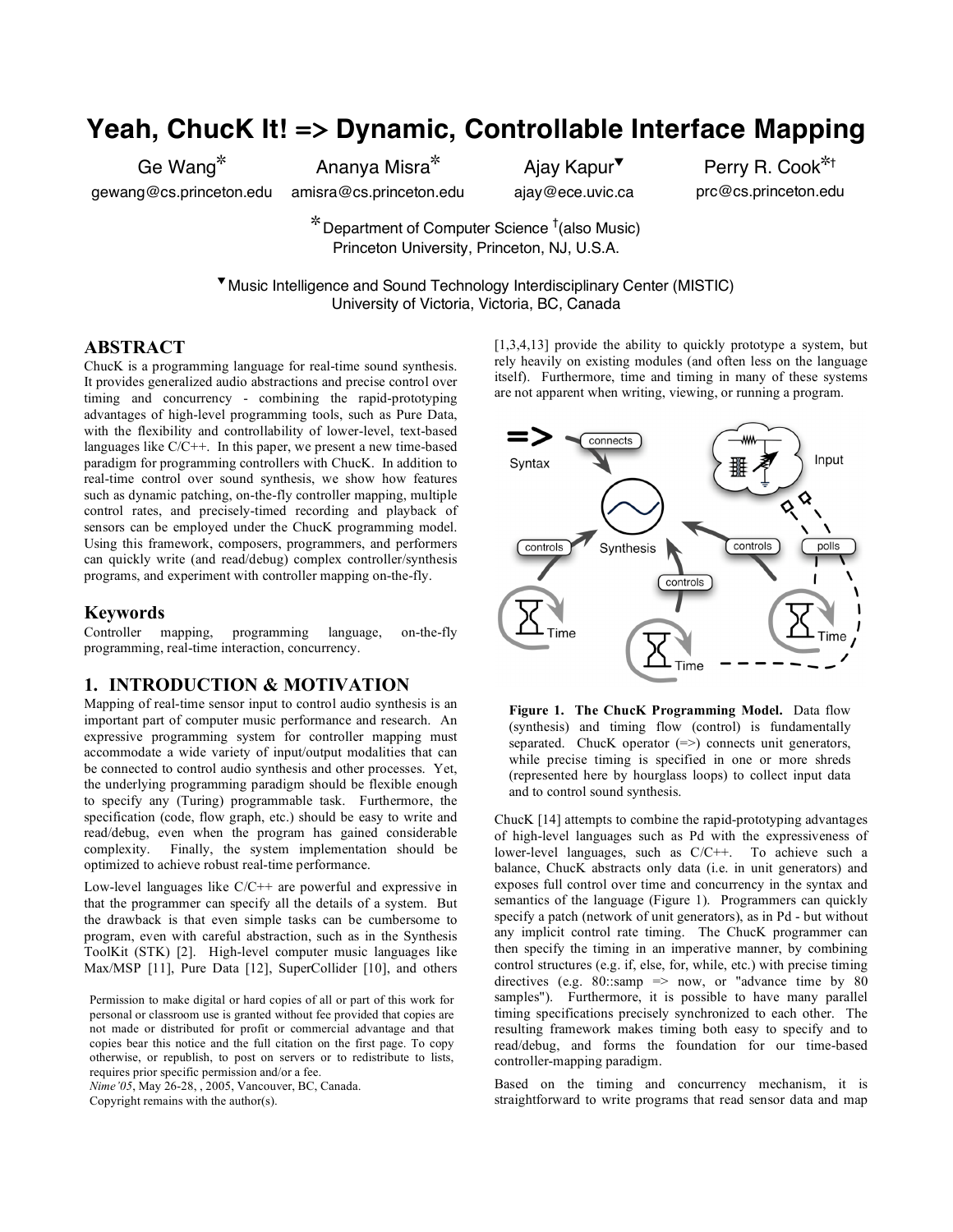# Yeah, ChucK It! => Dynamic, Controllable Interface Mapping

Ge Wang* — gewang@cs.princeton.edu
Ananya Misra* — amisra@cs.princeton.edu
Ajay Kapur▼ — ajay@ece.uvic.ca
Perry R. Cook*† — prc@cs.princeton.edu

*Department of Computer Science †(also Music)
Princeton University, Princeton, NJ, U.S.A.

▼Music Intelligence and Sound Technology Interdisciplinary Center (MISTIC)
University of Victoria, Victoria, BC, Canada

## ABSTRACT

ChucK is a programming language for real-time sound synthesis. It provides generalized audio abstractions and precise control over timing and concurrency - combining the rapid-prototyping advantages of high-level programming tools, such as Pure Data, with the flexibility and controllability of lower-level, text-based languages like C/C++. In this paper, we present a new time-based paradigm for programming controllers with ChucK. In addition to real-time control over sound synthesis, we show how features such as dynamic patching, on-the-fly controller mapping, multiple control rates, and precisely-timed recording and playback of sensors can be employed under the ChucK programming model. Using this framework, composers, programmers, and performers can quickly write (and read/debug) complex controller/synthesis programs, and experiment with controller mapping on-the-fly.

## Keywords

Controller mapping, programming language, on-the-fly programming, real-time interaction, concurrency.

## 1. INTRODUCTION & MOTIVATION

Mapping of real-time sensor input to control audio synthesis is an important part of computer music performance and research. An expressive programming system for controller mapping must accommodate a wide variety of input/output modalities that can be connected to control audio synthesis and other processes. Yet, the underlying programming paradigm should be flexible enough to specify any (Turing) programmable task. Furthermore, the specification (code, flow graph, etc.) should be easy to write and read/debug, even when the program has gained considerable complexity. Finally, the system implementation should be optimized to achieve robust real-time performance.

Low-level languages like C/C++ are powerful and expressive in that the programmer can specify all the details of a system. But the drawback is that even simple tasks can be cumbersome to program, even with careful abstraction, such as in the Synthesis ToolKit (STK) [2]. High-level computer music languages like Max/MSP [11], Pure Data [12], SuperCollider [10], and others [1,3,4,13] provide the ability to quickly prototype a system, but rely heavily on existing modules (and often less on the language itself). Furthermore, time and timing in many of these systems are not apparent when writing, viewing, or running a program.

Permission to make digital or hard copies of all or part of this work for personal or classroom use is granted without fee provided that copies are not made or distributed for profit or commercial advantage and that copies bear this notice and the full citation on the first page. To copy otherwise, or republish, to post on servers or to redistribute to lists, requires prior specific permission and/or a fee.
*Nime'05*, May 26-28, , 2005, Vancouver, BC, Canada.
Copyright remains with the author(s).

**Figure 1. The ChucK Programming Model.** Data flow (synthesis) and timing flow (control) is fundamentally separated. ChucK operator (=>) connects unit generators, while precise timing is specified in one or more shreds (represented here by hourglass loops) to collect input data and to control sound synthesis.

ChucK [14] attempts to combine the rapid-prototyping advantages of high-level languages such as Pd with the expressiveness of lower-level languages, such as C/C++. To achieve such a balance, ChucK abstracts only data (i.e. in unit generators) and exposes full control over time and concurrency in the syntax and semantics of the language (Figure 1). Programmers can quickly specify a patch (network of unit generators), as in Pd - but without any implicit control rate timing. The ChucK programmer can then specify the timing in an imperative manner, by combining control structures (e.g. if, else, for, while, etc.) with precise timing directives (e.g. 80::samp => now, or "advance time by 80 samples"). Furthermore, it is possible to have many parallel timing specifications precisely synchronized to each other. The resulting framework makes timing both easy to specify and to read/debug, and forms the foundation for our time-based controller-mapping paradigm.

Based on the timing and concurrency mechanism, it is straightforward to write programs that read sensor data and map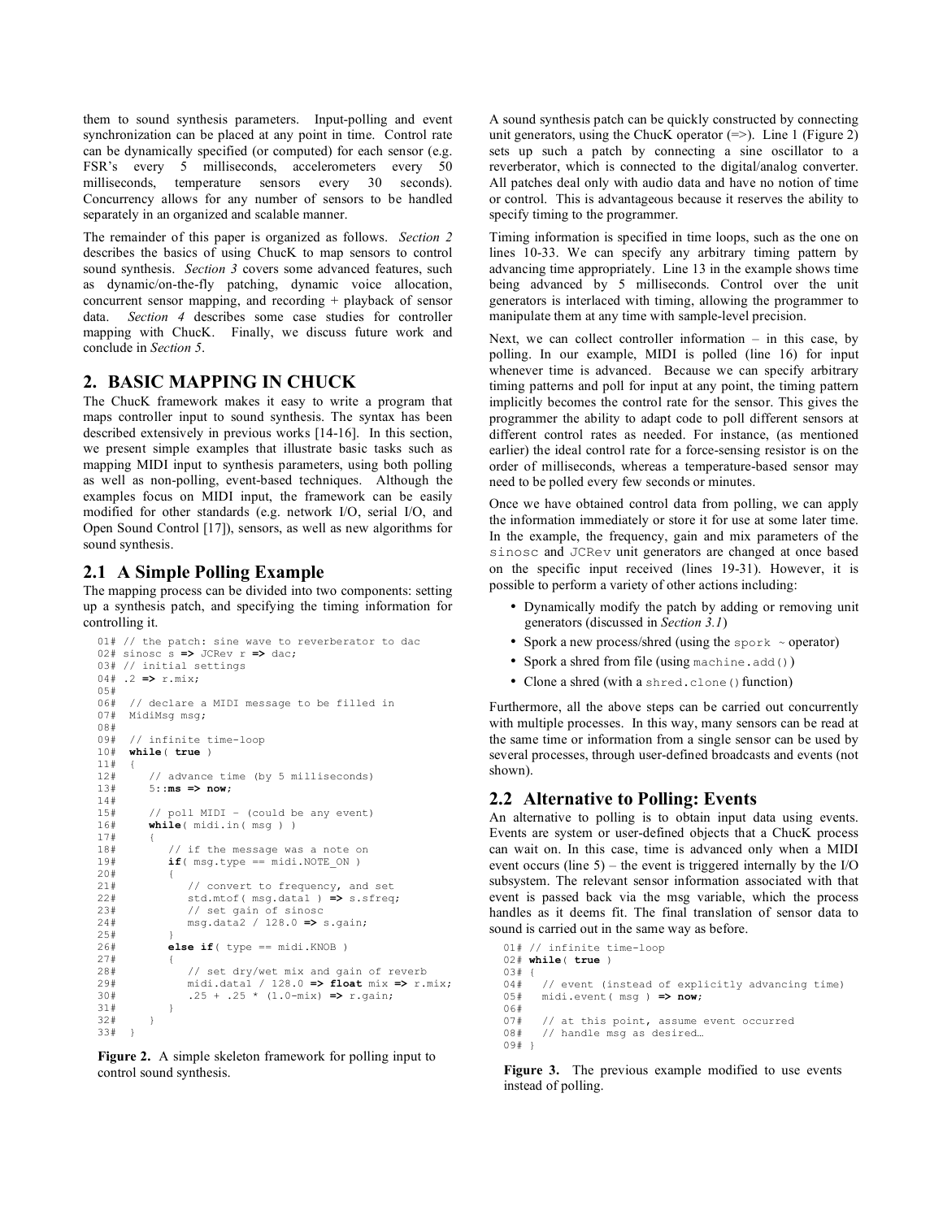them to sound synthesis parameters. Input-polling and event synchronization can be placed at any point in time. Control rate can be dynamically specified (or computed) for each sensor (e.g. FSR's every 5 milliseconds, accelerometers every 50 milliseconds, temperature sensors every 30 seconds). Concurrency allows for any number of sensors to be handled separately in an organized and scalable manner.

The remainder of this paper is organized as follows. *Section 2* describes the basics of using ChucK to map sensors to control sound synthesis. *Section 3* covers some advanced features, such as dynamic/on-the-fly patching, dynamic voice allocation, concurrent sensor mapping, and recording + playback of sensor data. *Section 4* describes some case studies for controller mapping with ChucK. Finally, we discuss future work and conclude in *Section 5*.

## 2. BASIC MAPPING IN CHUCK

The ChucK framework makes it easy to write a program that maps controller input to sound synthesis. The syntax has been described extensively in previous works [14-16]. In this section, we present simple examples that illustrate basic tasks such as mapping MIDI input to synthesis parameters, using both polling as well as non-polling, event-based techniques. Although the examples focus on MIDI input, the framework can be easily modified for other standards (e.g. network I/O, serial I/O, and Open Sound Control [17]), sensors, as well as new algorithms for sound synthesis.

### 2.1 A Simple Polling Example

The mapping process can be divided into two components: setting up a synthesis patch, and specifying the timing information for controlling it.

```
01# // the patch: sine wave to reverberator to dac
02# sinosc s => JCRev r => dac;
03# // initial settings
04# .2 => r.mix;
05#
06#  // declare a MIDI message to be filled in
07#  MidiMsg msg;
08#
09#  // infinite time-loop
10#  while( true )
11#  {
12#     // advance time (by 5 milliseconds)
13#     5::ms => now;
14#
15#     // poll MIDI - (could be any event)
16#     while( midi.in( msg ) )
17#     {
18#        // if the message was a note on
19#        if( msg.type == midi.NOTE_ON )
20#        {
21#           // convert to frequency, and set
22#           std.mtof( msg.data1 ) => s.sfreq;
23#           // set gain of sinosc
24#           msg.data2 / 128.0 => s.gain;
25#        }
26#        else if( type == midi.KNOB )
27#        {
28#           // set dry/wet mix and gain of reverb
29#           midi.data1 / 128.0 => float mix => r.mix;
30#           .25 + .25 * (1.0-mix) => r.gain;
31#        }
32#     }
33#  }
```

**Figure 2.** A simple skeleton framework for polling input to control sound synthesis.

A sound synthesis patch can be quickly constructed by connecting unit generators, using the ChucK operator (=>). Line 1 (Figure 2) sets up such a patch by connecting a sine oscillator to a reverberator, which is connected to the digital/analog converter. All patches deal only with audio data and have no notion of time or control. This is advantageous because it reserves the ability to specify timing to the programmer.

Timing information is specified in time loops, such as the one on lines 10-33. We can specify any arbitrary timing pattern by advancing time appropriately. Line 13 in the example shows time being advanced by 5 milliseconds. Control over the unit generators is interlaced with timing, allowing the programmer to manipulate them at any time with sample-level precision.

Next, we can collect controller information – in this case, by polling. In our example, MIDI is polled (line 16) for input whenever time is advanced. Because we can specify arbitrary timing patterns and poll for input at any point, the timing pattern implicitly becomes the control rate for the sensor. This gives the programmer the ability to adapt code to poll different sensors at different control rates as needed. For instance, (as mentioned earlier) the ideal control rate for a force-sensing resistor is on the order of milliseconds, whereas a temperature-based sensor may need to be polled every few seconds or minutes.

Once we have obtained control data from polling, we can apply the information immediately or store it for use at some later time. In the example, the frequency, gain and mix parameters of the `sinosc` and `JCRev` unit generators are changed at once based on the specific input received (lines 19-31). However, it is possible to perform a variety of other actions including:

- Dynamically modify the patch by adding or removing unit generators (discussed in *Section 3.1*)
- Spork a new process/shred (using the `spork ~` operator)
- Spork a shred from file (using `machine.add()`)
- Clone a shred (with a `shred.clone()` function)

Furthermore, all the above steps can be carried out concurrently with multiple processes. In this way, many sensors can be read at the same time or information from a single sensor can be used by several processes, through user-defined broadcasts and events (not shown).

### 2.2 Alternative to Polling: Events

An alternative to polling is to obtain input data using events. Events are system or user-defined objects that a ChucK process can wait on. In this case, time is advanced only when a MIDI event occurs (line 5) – the event is triggered internally by the I/O subsystem. The relevant sensor information associated with that event is passed back via the msg variable, which the process handles as it deems fit. The final translation of sensor data to sound is carried out in the same way as before.

```
01# // infinite time-loop
02# while( true )
03# {
04#   // event (instead of explicitly advancing time)
05#   midi.event( msg ) => now;
06#
07#   // at this point, assume event occurred
08#   // handle msg as desired…
09# }
```

**Figure 3.** The previous example modified to use events instead of polling.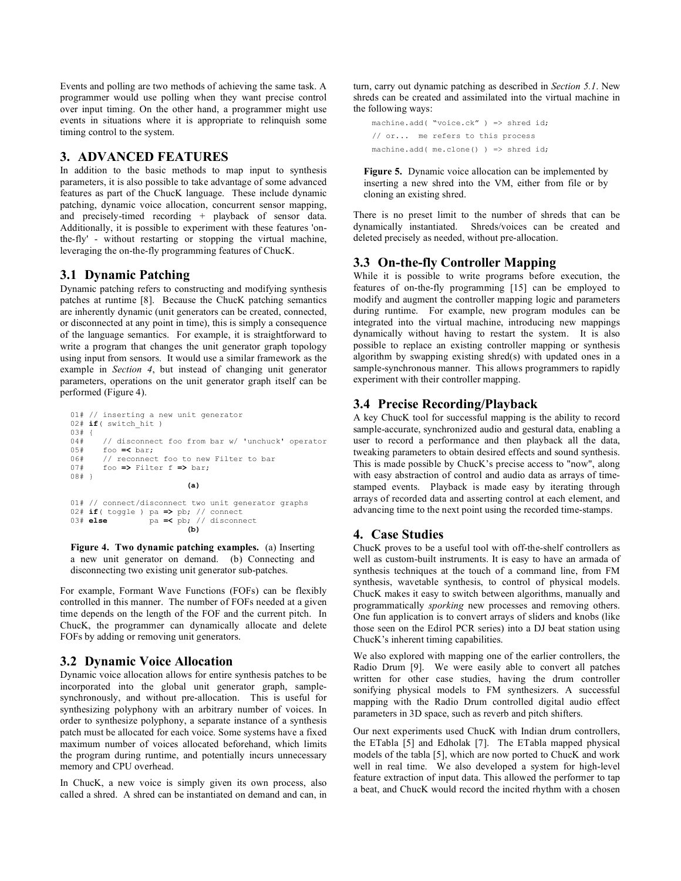Events and polling are two methods of achieving the same task. A programmer would use polling when they want precise control over input timing. On the other hand, a programmer might use events in situations where it is appropriate to relinquish some timing control to the system.

## 3. ADVANCED FEATURES

In addition to the basic methods to map input to synthesis parameters, it is also possible to take advantage of some advanced features as part of the ChucK language. These include dynamic patching, dynamic voice allocation, concurrent sensor mapping, and precisely-timed recording + playback of sensor data. Additionally, it is possible to experiment with these features 'on-the-fly' - without restarting or stopping the virtual machine, leveraging the on-the-fly programming features of ChucK.

### 3.1 Dynamic Patching

Dynamic patching refers to constructing and modifying synthesis patches at runtime [8]. Because the ChucK patching semantics are inherently dynamic (unit generators can be created, connected, or disconnected at any point in time), this is simply a consequence of the language semantics. For example, it is straightforward to write a program that changes the unit generator graph topology using input from sensors. It would use a similar framework as the example in *Section 4*, but instead of changing unit generator parameters, operations on the unit generator graph itself can be performed (Figure 4).

```
01# // inserting a new unit generator
02# if( switch_hit )
03# {
04#    // disconnect foo from bar w/ 'unchuck' operator
05#    foo =< bar;
06#    // reconnect foo to new Filter to bar
07#    foo => Filter f => bar;
08# }
                         (a)

01# // connect/disconnect two unit generator graphs
02# if( toggle ) pa => pb; // connect
03# else         pa =< pb; // disconnect
                         (b)
```

**Figure 4. Two dynamic patching examples.** (a) Inserting a new unit generator on demand. (b) Connecting and disconnecting two existing unit generator sub-patches.

For example, Formant Wave Functions (FOFs) can be flexibly controlled in this manner. The number of FOFs needed at a given time depends on the length of the FOF and the current pitch. In ChucK, the programmer can dynamically allocate and delete FOFs by adding or removing unit generators.

### 3.2 Dynamic Voice Allocation

Dynamic voice allocation allows for entire synthesis patches to be incorporated into the global unit generator graph, sample-synchronously, and without pre-allocation. This is useful for synthesizing polyphony with an arbitrary number of voices. In order to synthesize polyphony, a separate instance of a synthesis patch must be allocated for each voice. Some systems have a fixed maximum number of voices allocated beforehand, which limits the program during runtime, and potentially incurs unnecessary memory and CPU overhead.

In ChucK, a new voice is simply given its own process, also called a shred. A shred can be instantiated on demand and can, in turn, carry out dynamic patching as described in *Section 5.1*. New shreds can be created and assimilated into the virtual machine in the following ways:

```
machine.add( "voice.ck" ) => shred id;
// or...  me refers to this process
machine.add( me.clone() ) => shred id;
```

**Figure 5.** Dynamic voice allocation can be implemented by inserting a new shred into the VM, either from file or by cloning an existing shred.

There is no preset limit to the number of shreds that can be dynamically instantiated. Shreds/voices can be created and deleted precisely as needed, without pre-allocation.

### 3.3 On-the-fly Controller Mapping

While it is possible to write programs before execution, the features of on-the-fly programming [15] can be employed to modify and augment the controller mapping logic and parameters during runtime. For example, new program modules can be integrated into the virtual machine, introducing new mappings dynamically without having to restart the system. It is also possible to replace an existing controller mapping or synthesis algorithm by swapping existing shred(s) with updated ones in a sample-synchronous manner. This allows programmers to rapidly experiment with their controller mapping.

### 3.4 Precise Recording/Playback

A key ChucK tool for successful mapping is the ability to record sample-accurate, synchronized audio and gestural data, enabling a user to record a performance and then playback all the data, tweaking parameters to obtain desired effects and sound synthesis. This is made possible by ChucK's precise access to "now", along with easy abstraction of control and audio data as arrays of time-stamped events. Playback is made easy by iterating through arrays of recorded data and asserting control at each element, and advancing time to the next point using the recorded time-stamps.

## 4. Case Studies

ChucK proves to be a useful tool with off-the-shelf controllers as well as custom-built instruments. It is easy to have an armada of synthesis techniques at the touch of a command line, from FM synthesis, wavetable synthesis, to control of physical models. ChucK makes it easy to switch between algorithms, manually and programmatically *sporking* new processes and removing others. One fun application is to convert arrays of sliders and knobs (like those seen on the Edirol PCR series) into a DJ beat station using ChucK's inherent timing capabilities.

We also explored with mapping one of the earlier controllers, the Radio Drum [9]. We were easily able to convert all patches written for other case studies, having the drum controller sonifying physical models to FM synthesizers. A successful mapping with the Radio Drum controlled digital audio effect parameters in 3D space, such as reverb and pitch shifters.

Our next experiments used ChucK with Indian drum controllers, the ETabla [5] and Edholak [7]. The ETabla mapped physical models of the tabla [5], which are now ported to ChucK and work well in real time. We also developed a system for high-level feature extraction of input data. This allowed the performer to tap a beat, and ChucK would record the incited rhythm with a chosen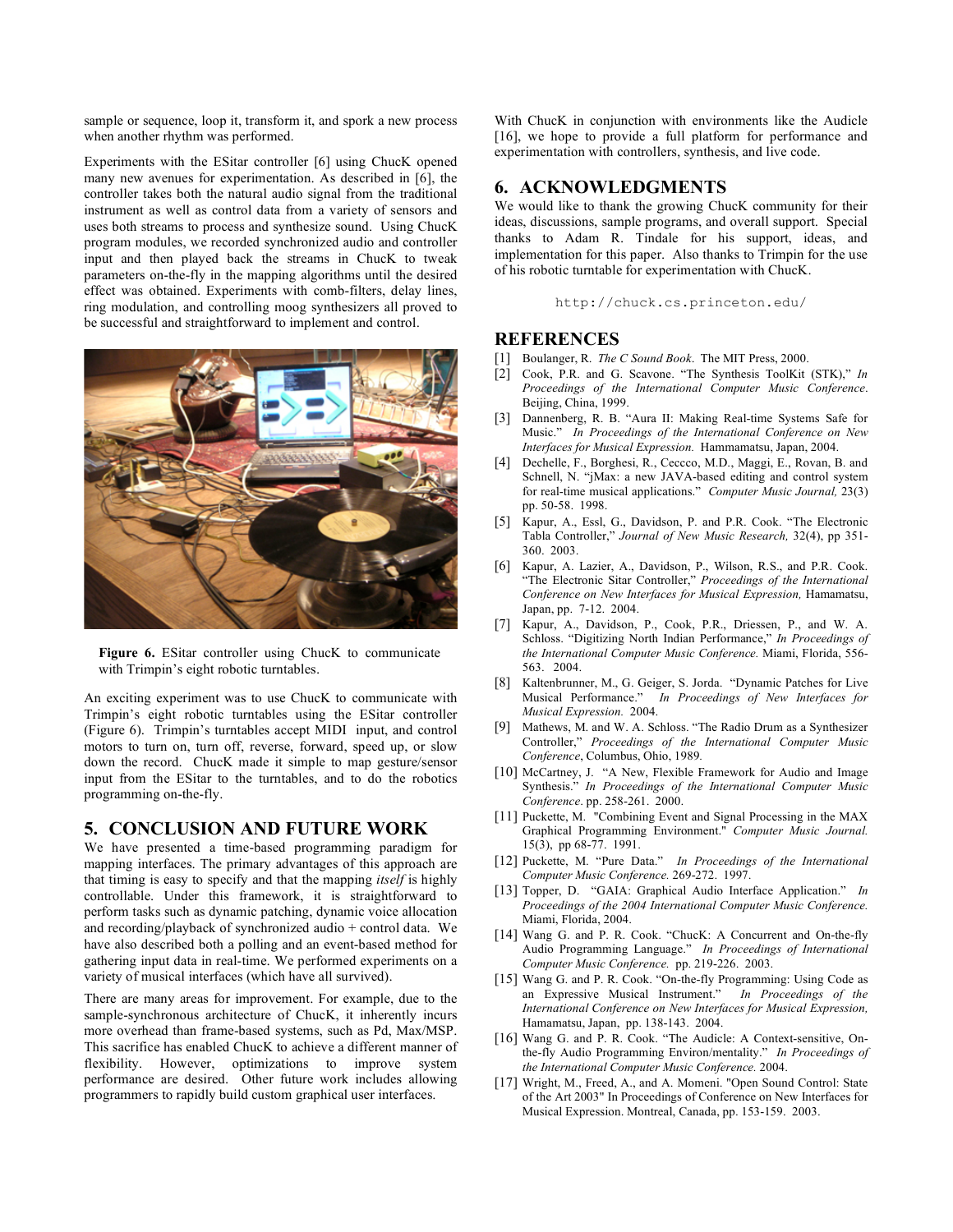sample or sequence, loop it, transform it, and spork a new process when another rhythm was performed.

Experiments with the ESitar controller [6] using ChucK opened many new avenues for experimentation. As described in [6], the controller takes both the natural audio signal from the traditional instrument as well as control data from a variety of sensors and uses both streams to process and synthesize sound. Using ChucK program modules, we recorded synchronized audio and controller input and then played back the streams in ChucK to tweak parameters on-the-fly in the mapping algorithms until the desired effect was obtained. Experiments with comb-filters, delay lines, ring modulation, and controlling moog synthesizers all proved to be successful and straightforward to implement and control.

**Figure 6.** ESitar controller using ChucK to communicate with Trimpin's eight robotic turntables.

An exciting experiment was to use ChucK to communicate with Trimpin's eight robotic turntables using the ESitar controller (Figure 6). Trimpin's turntables accept MIDI input, and control motors to turn on, turn off, reverse, forward, speed up, or slow down the record. ChucK made it simple to map gesture/sensor input from the ESitar to the turntables, and to do the robotics programming on-the-fly.

## 5. CONCLUSION AND FUTURE WORK

We have presented a time-based programming paradigm for mapping interfaces. The primary advantages of this approach are that timing is easy to specify and that the mapping *itself* is highly controllable. Under this framework, it is straightforward to perform tasks such as dynamic patching, dynamic voice allocation and recording/playback of synchronized audio + control data. We have also described both a polling and an event-based method for gathering input data in real-time. We performed experiments on a variety of musical interfaces (which have all survived).

There are many areas for improvement. For example, due to the sample-synchronous architecture of ChucK, it inherently incurs more overhead than frame-based systems, such as Pd, Max/MSP. This sacrifice has enabled ChucK to achieve a different manner of flexibility. However, optimizations to improve system performance are desired. Other future work includes allowing programmers to rapidly build custom graphical user interfaces. With ChucK in conjunction with environments like the Audicle [16], we hope to provide a full platform for performance and experimentation with controllers, synthesis, and live code.

## 6. ACKNOWLEDGMENTS

We would like to thank the growing ChucK community for their ideas, discussions, sample programs, and overall support. Special thanks to Adam R. Tindale for his support, ideas, and implementation for this paper. Also thanks to Trimpin for the use of his robotic turntable for experimentation with ChucK.

http://chuck.cs.princeton.edu/

## REFERENCES

[1] Boulanger, R. *The C Sound Book*. The MIT Press, 2000.

[2] Cook, P.R. and G. Scavone. "The Synthesis ToolKit (STK)," *In Proceedings of the International Computer Music Conference*. Beijing, China, 1999.

[3] Dannenberg, R. B. "Aura II: Making Real-time Systems Safe for Music." *In Proceedings of the International Conference on New Interfaces for Musical Expression.* Hammamatsu, Japan, 2004.

[4] Dechelle, F., Borghesi, R., Ceccco, M.D., Maggi, E., Rovan, B. and Schnell, N. "jMax: a new JAVA-based editing and control system for real-time musical applications." *Computer Music Journal,* 23(3) pp. 50-58. 1998.

[5] Kapur, A., Essl, G., Davidson, P. and P.R. Cook. "The Electronic Tabla Controller," *Journal of New Music Research,* 32(4), pp 351-360. 2003.

[6] Kapur, A. Lazier, A., Davidson, P., Wilson, R.S., and P.R. Cook. "The Electronic Sitar Controller," *Proceedings of the International Conference on New Interfaces for Musical Expression,* Hamamatsu, Japan, pp. 7-12. 2004.

[7] Kapur, A., Davidson, P., Cook, P.R., Driessen, P., and W. A. Schloss. "Digitizing North Indian Performance," *In Proceedings of the International Computer Music Conference.* Miami, Florida, 556-563. 2004.

[8] Kaltenbrunner, M., G. Geiger, S. Jorda. "Dynamic Patches for Live Musical Performance." *In Proceedings of New Interfaces for Musical Expression.* 2004.

[9] Mathews, M. and W. A. Schloss. "The Radio Drum as a Synthesizer Controller," *Proceedings of the International Computer Music Conference*, Columbus, Ohio, 1989.

[10] McCartney, J. "A New, Flexible Framework for Audio and Image Synthesis." *In Proceedings of the International Computer Music Conference*. pp. 258-261. 2000.

[11] Puckette, M. "Combining Event and Signal Processing in the MAX Graphical Programming Environment." *Computer Music Journal.* 15(3), pp 68-77. 1991.

[12] Puckette, M. "Pure Data." *In Proceedings of the International Computer Music Conference.* 269-272. 1997.

[13] Topper, D. "GAIA: Graphical Audio Interface Application." *In Proceedings of the 2004 International Computer Music Conference.* Miami, Florida, 2004.

[14] Wang G. and P. R. Cook. "ChucK: A Concurrent and On-the-fly Audio Programming Language." *In Proceedings of International Computer Music Conference.* pp. 219-226. 2003.

[15] Wang G. and P. R. Cook. "On-the-fly Programming: Using Code as an Expressive Musical Instrument." *In Proceedings of the International Conference on New Interfaces for Musical Expression,* Hamamatsu, Japan, pp. 138-143. 2004.

[16] Wang G. and P. R. Cook. "The Audicle: A Context-sensitive, On-the-fly Audio Programming Environ/mentality." *In Proceedings of the International Computer Music Conference.* 2004.

[17] Wright, M., Freed, A., and A. Momeni. "Open Sound Control: State of the Art 2003" In Proceedings of Conference on New Interfaces for Musical Expression. Montreal, Canada, pp. 153-159. 2003.